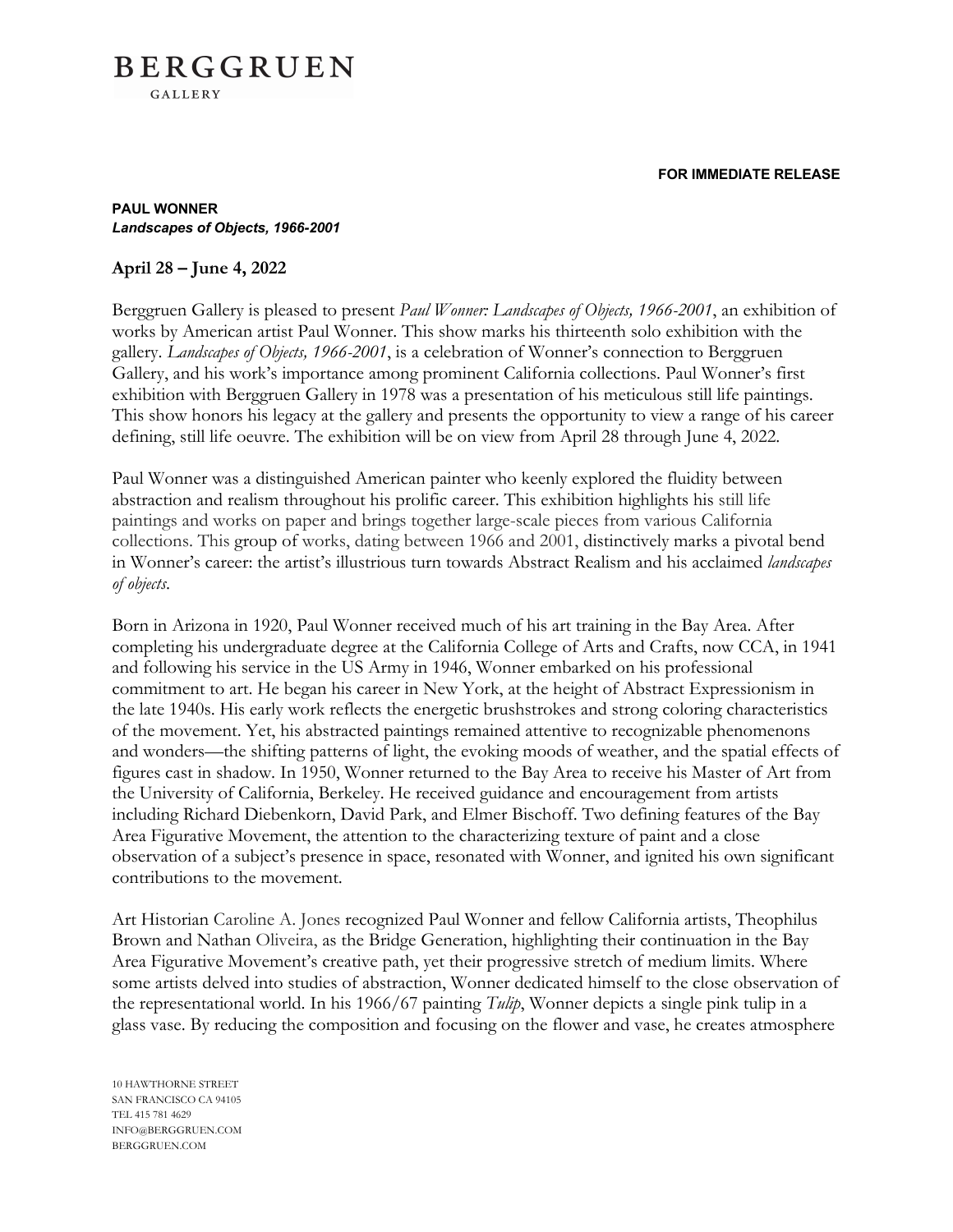# BERGGRUEN
GALLERY

**FOR IMMEDIATE RELEASE**

**PAUL WONNER**
***Landscapes of Objects, 1966-2001***

**April 28 – June 4, 2022**

Berggruen Gallery is pleased to present *Paul Wonner: Landscapes of Objects, 1966-2001*, an exhibition of works by American artist Paul Wonner. This show marks his thirteenth solo exhibition with the gallery. *Landscapes of Objects, 1966-2001*, is a celebration of Wonner's connection to Berggruen Gallery, and his work's importance among prominent California collections. Paul Wonner's first exhibition with Berggruen Gallery in 1978 was a presentation of his meticulous still life paintings. This show honors his legacy at the gallery and presents the opportunity to view a range of his career defining, still life oeuvre. The exhibition will be on view from April 28 through June 4, 2022.

Paul Wonner was a distinguished American painter who keenly explored the fluidity between abstraction and realism throughout his prolific career. This exhibition highlights his still life paintings and works on paper and brings together large-scale pieces from various California collections. This group of works, dating between 1966 and 2001, distinctively marks a pivotal bend in Wonner's career: the artist's illustrious turn towards Abstract Realism and his acclaimed *landscapes of objects*.

Born in Arizona in 1920, Paul Wonner received much of his art training in the Bay Area. After completing his undergraduate degree at the California College of Arts and Crafts, now CCA, in 1941 and following his service in the US Army in 1946, Wonner embarked on his professional commitment to art. He began his career in New York, at the height of Abstract Expressionism in the late 1940s. His early work reflects the energetic brushstrokes and strong coloring characteristics of the movement. Yet, his abstracted paintings remained attentive to recognizable phenomenons and wonders—the shifting patterns of light, the evoking moods of weather, and the spatial effects of figures cast in shadow. In 1950, Wonner returned to the Bay Area to receive his Master of Art from the University of California, Berkeley. He received guidance and encouragement from artists including Richard Diebenkorn, David Park, and Elmer Bischoff. Two defining features of the Bay Area Figurative Movement, the attention to the characterizing texture of paint and a close observation of a subject's presence in space, resonated with Wonner, and ignited his own significant contributions to the movement.

Art Historian Caroline A. Jones recognized Paul Wonner and fellow California artists, Theophilus Brown and Nathan Oliveira, as the Bridge Generation, highlighting their continuation in the Bay Area Figurative Movement's creative path, yet their progressive stretch of medium limits. Where some artists delved into studies of abstraction, Wonner dedicated himself to the close observation of the representational world. In his 1966/67 painting *Tulip*, Wonner depicts a single pink tulip in a glass vase. By reducing the composition and focusing on the flower and vase, he creates atmosphere

10 HAWTHORNE STREET
SAN FRANCISCO CA 94105
TEL 415 781 4629
INFO@BERGGRUEN.COM
BERGGRUEN.COM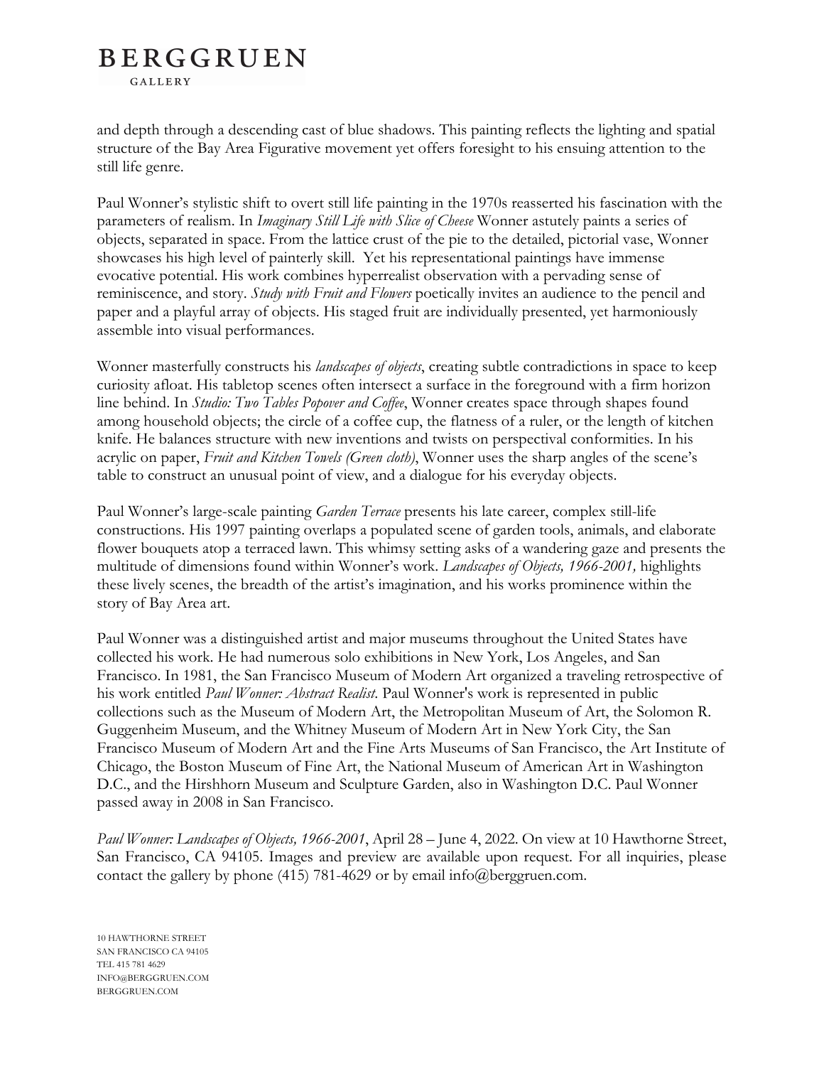and depth through a descending cast of blue shadows. This painting reflects the lighting and spatial structure of the Bay Area Figurative movement yet offers foresight to his ensuing attention to the still life genre.

Paul Wonner's stylistic shift to overt still life painting in the 1970s reasserted his fascination with the parameters of realism. In *Imaginary Still Life with Slice of Cheese* Wonner astutely paints a series of objects, separated in space. From the lattice crust of the pie to the detailed, pictorial vase, Wonner showcases his high level of painterly skill. Yet his representational paintings have immense evocative potential. His work combines hyperrealist observation with a pervading sense of reminiscence, and story. *Study with Fruit and Flowers* poetically invites an audience to the pencil and paper and a playful array of objects. His staged fruit are individually presented, yet harmoniously assemble into visual performances.

Wonner masterfully constructs his *landscapes of objects*, creating subtle contradictions in space to keep curiosity afloat. His tabletop scenes often intersect a surface in the foreground with a firm horizon line behind. In *Studio: Two Tables Popover and Coffee*, Wonner creates space through shapes found among household objects; the circle of a coffee cup, the flatness of a ruler, or the length of kitchen knife. He balances structure with new inventions and twists on perspectival conformities. In his acrylic on paper, *Fruit and Kitchen Towels (Green cloth)*, Wonner uses the sharp angles of the scene's table to construct an unusual point of view, and a dialogue for his everyday objects.

Paul Wonner's large-scale painting *Garden Terrace* presents his late career, complex still-life constructions. His 1997 painting overlaps a populated scene of garden tools, animals, and elaborate flower bouquets atop a terraced lawn. This whimsy setting asks of a wandering gaze and presents the multitude of dimensions found within Wonner's work. *Landscapes of Objects, 1966-2001,* highlights these lively scenes, the breadth of the artist's imagination, and his works prominence within the story of Bay Area art.

Paul Wonner was a distinguished artist and major museums throughout the United States have collected his work. He had numerous solo exhibitions in New York, Los Angeles, and San Francisco. In 1981, the San Francisco Museum of Modern Art organized a traveling retrospective of his work entitled *Paul Wonner: Abstract Realist*. Paul Wonner's work is represented in public collections such as the Museum of Modern Art, the Metropolitan Museum of Art, the Solomon R. Guggenheim Museum, and the Whitney Museum of Modern Art in New York City, the San Francisco Museum of Modern Art and the Fine Arts Museums of San Francisco, the Art Institute of Chicago, the Boston Museum of Fine Art, the National Museum of American Art in Washington D.C., and the Hirshhorn Museum and Sculpture Garden, also in Washington D.C. Paul Wonner passed away in 2008 in San Francisco.

*Paul Wonner: Landscapes of Objects, 1966-2001*, April 28 – June 4, 2022. On view at 10 Hawthorne Street, San Francisco, CA 94105. Images and preview are available upon request. For all inquiries, please contact the gallery by phone (415) 781-4629 or by email info@berggruen.com.